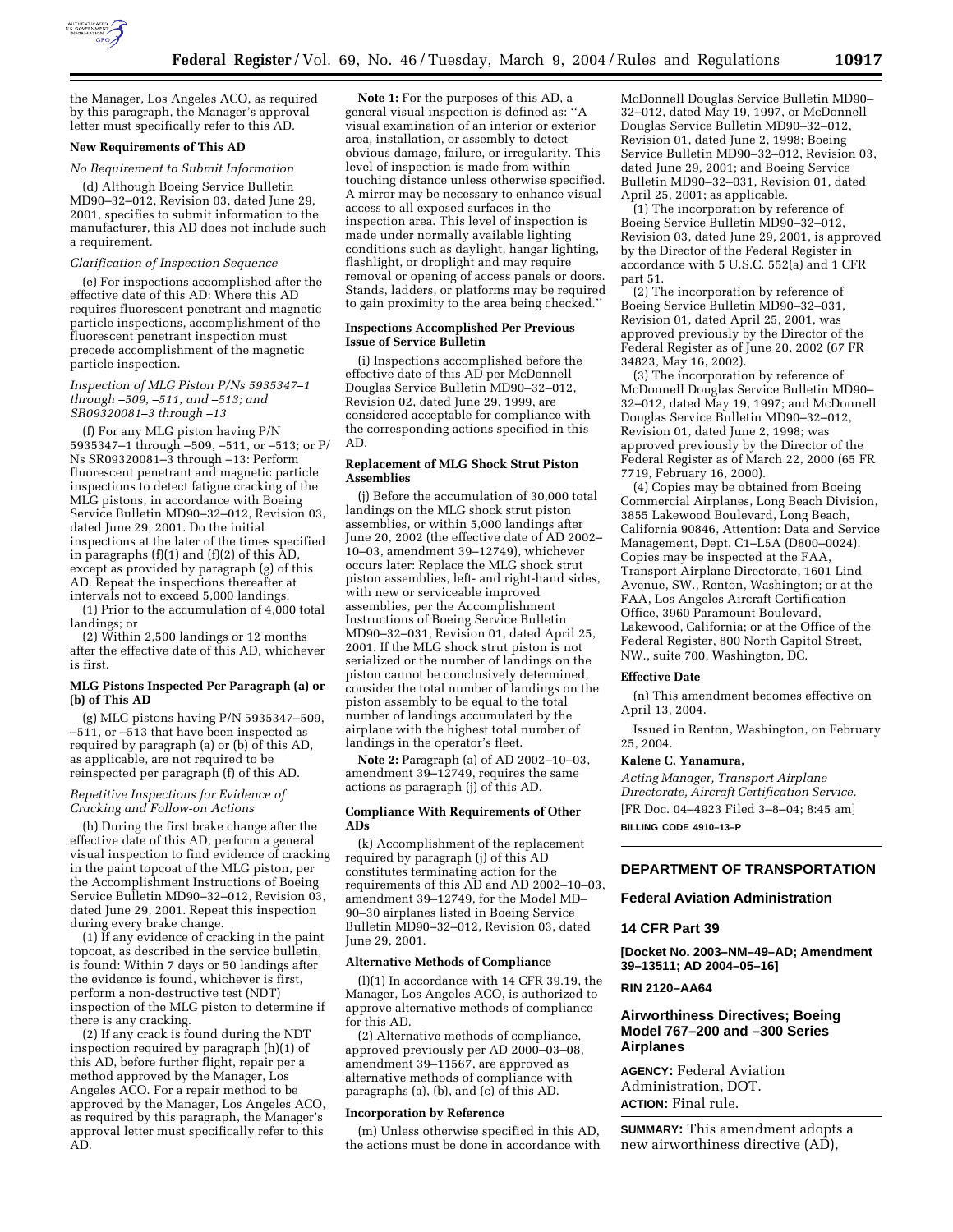the Manager, Los Angeles ACO, as required by this paragraph, the Manager's approval letter must specifically refer to this AD.

**New Requirements of This AD**

*No Requirement to Submit Information*

(d) Although Boeing Service Bulletin MD90–32–012, Revision 03, dated June 29, 2001, specifies to submit information to the manufacturer, this AD does not include such a requirement.

*Clarification of Inspection Sequence*

(e) For inspections accomplished after the effective date of this AD: Where this AD requires fluorescent penetrant and magnetic particle inspections, accomplishment of the fluorescent penetrant inspection must precede accomplishment of the magnetic particle inspection.

*Inspection of MLG Piston P/Ns 5935347–1 through –509, –511, and –513; and SR09320081–3 through –13*

(f) For any MLG piston having P/N 5935347–1 through –509, –511, or –513; or P/Ns SR09320081–3 through –13: Perform fluorescent penetrant and magnetic particle inspections to detect fatigue cracking of the MLG pistons, in accordance with Boeing Service Bulletin MD90–32–012, Revision 03, dated June 29, 2001. Do the initial inspections at the later of the times specified in paragraphs (f)(1) and (f)(2) of this AD, except as provided by paragraph (g) of this AD. Repeat the inspections thereafter at intervals not to exceed 5,000 landings.

(1) Prior to the accumulation of 4,000 total landings; or

(2) Within 2,500 landings or 12 months after the effective date of this AD, whichever is first.

**MLG Pistons Inspected Per Paragraph (a) or (b) of This AD**

(g) MLG pistons having P/N 5935347–509, –511, or –513 that have been inspected as required by paragraph (a) or (b) of this AD, as applicable, are not required to be reinspected per paragraph (f) of this AD.

*Repetitive Inspections for Evidence of Cracking and Follow-on Actions*

(h) During the first brake change after the effective date of this AD, perform a general visual inspection to find evidence of cracking in the paint topcoat of the MLG piston, per the Accomplishment Instructions of Boeing Service Bulletin MD90–32–012, Revision 03, dated June 29, 2001. Repeat this inspection during every brake change.

(1) If any evidence of cracking in the paint topcoat, as described in the service bulletin, is found: Within 7 days or 50 landings after the evidence is found, whichever is first, perform a non-destructive test (NDT) inspection of the MLG piston to determine if there is any cracking.

(2) If any crack is found during the NDT inspection required by paragraph (h)(1) of this AD, before further flight, repair per a method approved by the Manager, Los Angeles ACO. For a repair method to be approved by the Manager, Los Angeles ACO, as required by this paragraph, the Manager's approval letter must specifically refer to this AD.

**Note 1:** For the purposes of this AD, a general visual inspection is defined as: ''A visual examination of an interior or exterior area, installation, or assembly to detect obvious damage, failure, or irregularity. This level of inspection is made from within touching distance unless otherwise specified. A mirror may be necessary to enhance visual access to all exposed surfaces in the inspection area. This level of inspection is made under normally available lighting conditions such as daylight, hangar lighting, flashlight, or droplight and may require removal or opening of access panels or doors. Stands, ladders, or platforms may be required to gain proximity to the area being checked.''

**Inspections Accomplished Per Previous Issue of Service Bulletin**

(i) Inspections accomplished before the effective date of this AD per McDonnell Douglas Service Bulletin MD90–32–012, Revision 02, dated June 29, 1999, are considered acceptable for compliance with the corresponding actions specified in this AD.

**Replacement of MLG Shock Strut Piston Assemblies**

(j) Before the accumulation of 30,000 total landings on the MLG shock strut piston assemblies, or within 5,000 landings after June 20, 2002 (the effective date of AD 2002–10–03, amendment 39–12749), whichever occurs later: Replace the MLG shock strut piston assemblies, left- and right-hand sides, with new or serviceable improved assemblies, per the Accomplishment Instructions of Boeing Service Bulletin MD90–32–031, Revision 01, dated April 25, 2001. If the MLG shock strut piston is not serialized or the number of landings on the piston cannot be conclusively determined, consider the total number of landings on the piston assembly to be equal to the total number of landings accumulated by the airplane with the highest total number of landings in the operator's fleet.

**Note 2:** Paragraph (a) of AD 2002–10–03, amendment 39–12749, requires the same actions as paragraph (j) of this AD.

**Compliance With Requirements of Other ADs**

(k) Accomplishment of the replacement required by paragraph (j) of this AD constitutes terminating action for the requirements of this AD and AD 2002–10–03, amendment 39–12749, for the Model MD–90–30 airplanes listed in Boeing Service Bulletin MD90–32–012, Revision 03, dated June 29, 2001.

**Alternative Methods of Compliance**

(l)(1) In accordance with 14 CFR 39.19, the Manager, Los Angeles ACO, is authorized to approve alternative methods of compliance for this AD.

(2) Alternative methods of compliance, approved previously per AD 2000–03–08, amendment 39–11567, are approved as alternative methods of compliance with paragraphs (a), (b), and (c) of this AD.

**Incorporation by Reference**

(m) Unless otherwise specified in this AD, the actions must be done in accordance with McDonnell Douglas Service Bulletin MD90–32–012, dated May 19, 1997, or McDonnell Douglas Service Bulletin MD90–32–012, Revision 01, dated June 2, 1998; Boeing Service Bulletin MD90–32–012, Revision 03, dated June 29, 2001; and Boeing Service Bulletin MD90–32–031, Revision 01, dated April 25, 2001; as applicable.

(1) The incorporation by reference of Boeing Service Bulletin MD90–32–012, Revision 03, dated June 29, 2001, is approved by the Director of the Federal Register in accordance with 5 U.S.C. 552(a) and 1 CFR part 51.

(2) The incorporation by reference of Boeing Service Bulletin MD90–32–031, Revision 01, dated April 25, 2001, was approved previously by the Director of the Federal Register as of June 20, 2002 (67 FR 34823, May 16, 2002).

(3) The incorporation by reference of McDonnell Douglas Service Bulletin MD90–32–012, dated May 19, 1997; and McDonnell Douglas Service Bulletin MD90–32–012, Revision 01, dated June 2, 1998; was approved previously by the Director of the Federal Register as of March 22, 2000 (65 FR 7719, February 16, 2000).

(4) Copies may be obtained from Boeing Commercial Airplanes, Long Beach Division, 3855 Lakewood Boulevard, Long Beach, California 90846, Attention: Data and Service Management, Dept. C1–L5A (D800–0024). Copies may be inspected at the FAA, Transport Airplane Directorate, 1601 Lind Avenue, SW., Renton, Washington; or at the FAA, Los Angeles Aircraft Certification Office, 3960 Paramount Boulevard, Lakewood, California; or at the Office of the Federal Register, 800 North Capitol Street, NW., suite 700, Washington, DC.

**Effective Date**

(n) This amendment becomes effective on April 13, 2004.

Issued in Renton, Washington, on February 25, 2004.

**Kalene C. Yanamura,**

*Acting Manager, Transport Airplane Directorate, Aircraft Certification Service.*

[FR Doc. 04–4923 Filed 3–8–04; 8:45 am]

**BILLING CODE 4910–13–P**

---

## DEPARTMENT OF TRANSPORTATION

## Federal Aviation Administration

## 14 CFR Part 39

**[Docket No. 2003–NM–49–AD; Amendment 39–13511; AD 2004–05–16]**

**RIN 2120–AA64**

## Airworthiness Directives; Boeing Model 767–200 and –300 Series Airplanes

**AGENCY:** Federal Aviation Administration, DOT.

**ACTION:** Final rule.

**SUMMARY:** This amendment adopts a new airworthiness directive (AD),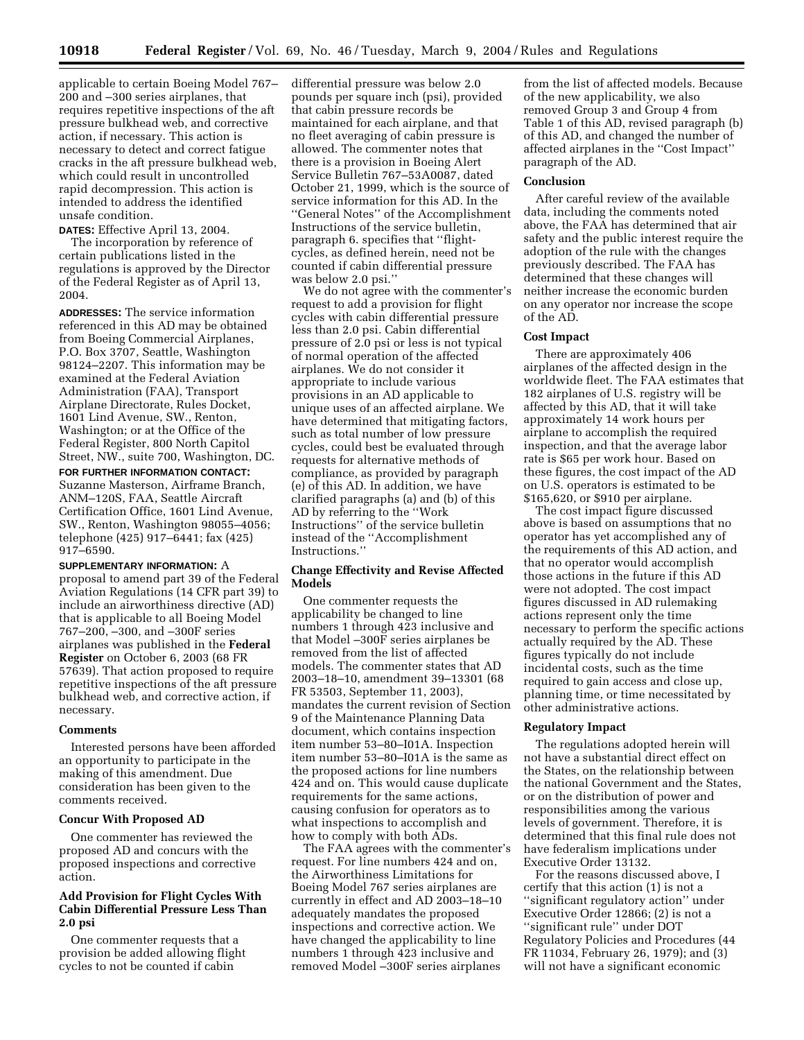applicable to certain Boeing Model 767–200 and –300 series airplanes, that requires repetitive inspections of the aft pressure bulkhead web, and corrective action, if necessary. This action is necessary to detect and correct fatigue cracks in the aft pressure bulkhead web, which could result in uncontrolled rapid decompression. This action is intended to address the identified unsafe condition.

**DATES:** Effective April 13, 2004.

The incorporation by reference of certain publications listed in the regulations is approved by the Director of the Federal Register as of April 13, 2004.

**ADDRESSES:** The service information referenced in this AD may be obtained from Boeing Commercial Airplanes, P.O. Box 3707, Seattle, Washington 98124–2207. This information may be examined at the Federal Aviation Administration (FAA), Transport Airplane Directorate, Rules Docket, 1601 Lind Avenue, SW., Renton, Washington; or at the Office of the Federal Register, 800 North Capitol Street, NW., suite 700, Washington, DC.

**FOR FURTHER INFORMATION CONTACT:** Suzanne Masterson, Airframe Branch, ANM–120S, FAA, Seattle Aircraft Certification Office, 1601 Lind Avenue, SW., Renton, Washington 98055–4056; telephone (425) 917–6441; fax (425) 917–6590.

**SUPPLEMENTARY INFORMATION:** A proposal to amend part 39 of the Federal Aviation Regulations (14 CFR part 39) to include an airworthiness directive (AD) that is applicable to all Boeing Model 767–200, –300, and –300F series airplanes was published in the **Federal Register** on October 6, 2003 (68 FR 57639). That action proposed to require repetitive inspections of the aft pressure bulkhead web, and corrective action, if necessary.

## Comments

Interested persons have been afforded an opportunity to participate in the making of this amendment. Due consideration has been given to the comments received.

## Concur With Proposed AD

One commenter has reviewed the proposed AD and concurs with the proposed inspections and corrective action.

## Add Provision for Flight Cycles With Cabin Differential Pressure Less Than 2.0 psi

One commenter requests that a provision be added allowing flight cycles to not be counted if cabin differential pressure was below 2.0 pounds per square inch (psi), provided that cabin pressure records be maintained for each airplane, and that no fleet averaging of cabin pressure is allowed. The commenter notes that there is a provision in Boeing Alert Service Bulletin 767–53A0087, dated October 21, 1999, which is the source of service information for this AD. In the ''General Notes'' of the Accomplishment Instructions of the service bulletin, paragraph 6. specifies that ''flight-cycles, as defined herein, need not be counted if cabin differential pressure was below 2.0 psi.''

We do not agree with the commenter's request to add a provision for flight cycles with cabin differential pressure less than 2.0 psi. Cabin differential pressure of 2.0 psi or less is not typical of normal operation of the affected airplanes. We do not consider it appropriate to include various provisions in an AD applicable to unique uses of an affected airplane. We have determined that mitigating factors, such as total number of low pressure cycles, could best be evaluated through requests for alternative methods of compliance, as provided by paragraph (e) of this AD. In addition, we have clarified paragraphs (a) and (b) of this AD by referring to the ''Work Instructions'' of the service bulletin instead of the ''Accomplishment Instructions.''

## Change Effectivity and Revise Affected Models

One commenter requests the applicability be changed to line numbers 1 through 423 inclusive and that Model –300F series airplanes be removed from the list of affected models. The commenter states that AD 2003–18–10, amendment 39–13301 (68 FR 53503, September 11, 2003), mandates the current revision of Section 9 of the Maintenance Planning Data document, which contains inspection item number 53–80–I01A. Inspection item number 53–80–I01A is the same as the proposed actions for line numbers 424 and on. This would cause duplicate requirements for the same actions, causing confusion for operators as to what inspections to accomplish and how to comply with both ADs.

The FAA agrees with the commenter's request. For line numbers 424 and on, the Airworthiness Limitations for Boeing Model 767 series airplanes are currently in effect and AD 2003–18–10 adequately mandates the proposed inspections and corrective action. We have changed the applicability to line numbers 1 through 423 inclusive and removed Model –300F series airplanes from the list of affected models. Because of the new applicability, we also removed Group 3 and Group 4 from Table 1 of this AD, revised paragraph (b) of this AD, and changed the number of affected airplanes in the ''Cost Impact'' paragraph of the AD.

## Conclusion

After careful review of the available data, including the comments noted above, the FAA has determined that air safety and the public interest require the adoption of the rule with the changes previously described. The FAA has determined that these changes will neither increase the economic burden on any operator nor increase the scope of the AD.

## Cost Impact

There are approximately 406 airplanes of the affected design in the worldwide fleet. The FAA estimates that 182 airplanes of U.S. registry will be affected by this AD, that it will take approximately 14 work hours per airplane to accomplish the required inspection, and that the average labor rate is $65 per work hour. Based on these figures, the cost impact of the AD on U.S. operators is estimated to be $165,620, or $910 per airplane.

The cost impact figure discussed above is based on assumptions that no operator has yet accomplished any of the requirements of this AD action, and that no operator would accomplish those actions in the future if this AD were not adopted. The cost impact figures discussed in AD rulemaking actions represent only the time necessary to perform the specific actions actually required by the AD. These figures typically do not include incidental costs, such as the time required to gain access and close up, planning time, or time necessitated by other administrative actions.

## Regulatory Impact

The regulations adopted herein will not have a substantial direct effect on the States, on the relationship between the national Government and the States, or on the distribution of power and responsibilities among the various levels of government. Therefore, it is determined that this final rule does not have federalism implications under Executive Order 13132.

For the reasons discussed above, I certify that this action (1) is not a ''significant regulatory action'' under Executive Order 12866; (2) is not a ''significant rule'' under DOT Regulatory Policies and Procedures (44 FR 11034, February 26, 1979); and (3) will not have a significant economic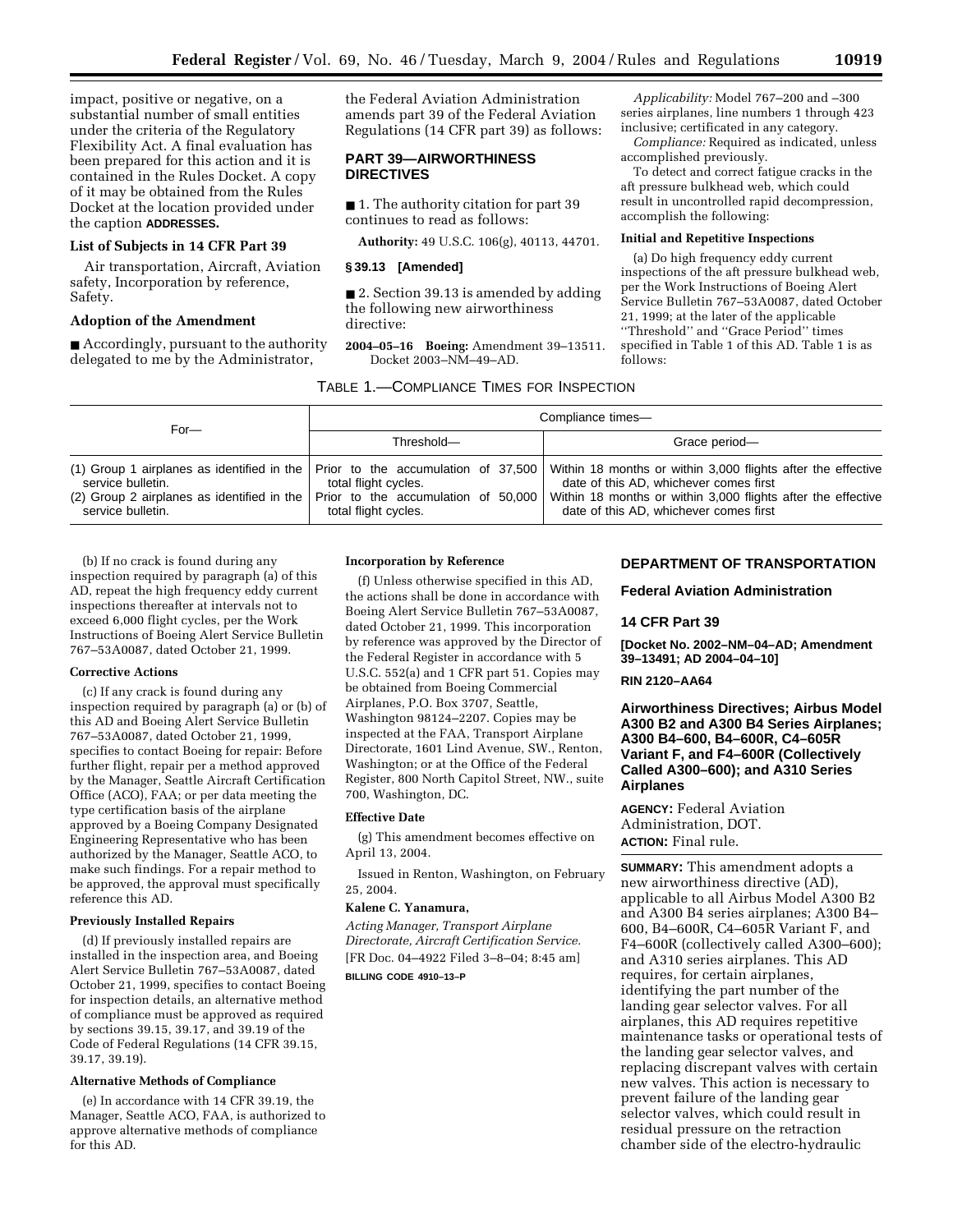impact, positive or negative, on a substantial number of small entities under the criteria of the Regulatory Flexibility Act. A final evaluation has been prepared for this action and it is contained in the Rules Docket. A copy of it may be obtained from the Rules Docket at the location provided under the caption **ADDRESSES.**

### List of Subjects in 14 CFR Part 39

Air transportation, Aircraft, Aviation safety, Incorporation by reference, Safety.

### Adoption of the Amendment

■ Accordingly, pursuant to the authority delegated to me by the Administrator, the Federal Aviation Administration amends part 39 of the Federal Aviation Regulations (14 CFR part 39) as follows:

## PART 39—AIRWORTHINESS DIRECTIVES

■ 1. The authority citation for part 39 continues to read as follows:

**Authority:** 49 U.S.C. 106(g), 40113, 44701.

### § 39.13 [Amended]

■ 2. Section 39.13 is amended by adding the following new airworthiness directive:

**2004–05–16 Boeing:** Amendment 39–13511. Docket 2003–NM–49–AD.

*Applicability:* Model 767–200 and –300 series airplanes, line numbers 1 through 423 inclusive; certificated in any category.

*Compliance:* Required as indicated, unless accomplished previously.

To detect and correct fatigue cracks in the aft pressure bulkhead web, which could result in uncontrolled rapid decompression, accomplish the following:

### Initial and Repetitive Inspections

(a) Do high frequency eddy current inspections of the aft pressure bulkhead web, per the Work Instructions of Boeing Alert Service Bulletin 767–53A0087, dated October 21, 1999; at the later of the applicable ''Threshold'' and ''Grace Period'' times specified in Table 1 of this AD. Table 1 is as follows:

TABLE 1.—COMPLIANCE TIMES FOR INSPECTION

| For— | Compliance times— | |
|---|---|---|
| | Threshold— | Grace period— |
| (1) Group 1 airplanes as identified in the service bulletin. | Prior to the accumulation of 37,500 total flight cycles. | Within 18 months or within 3,000 flights after the effective date of this AD, whichever comes first |
| (2) Group 2 airplanes as identified in the service bulletin. | Prior to the accumulation of 50,000 total flight cycles. | Within 18 months or within 3,000 flights after the effective date of this AD, whichever comes first |

(b) If no crack is found during any inspection required by paragraph (a) of this AD, repeat the high frequency eddy current inspections thereafter at intervals not to exceed 6,000 flight cycles, per the Work Instructions of Boeing Alert Service Bulletin 767–53A0087, dated October 21, 1999.

### Corrective Actions

(c) If any crack is found during any inspection required by paragraph (a) or (b) of this AD and Boeing Alert Service Bulletin 767–53A0087, dated October 21, 1999, specifies to contact Boeing for repair: Before further flight, repair per a method approved by the Manager, Seattle Aircraft Certification Office (ACO), FAA; or per data meeting the type certification basis of the airplane approved by a Boeing Company Designated Engineering Representative who has been authorized by the Manager, Seattle ACO, to make such findings. For a repair method to be approved, the approval must specifically reference this AD.

### Previously Installed Repairs

(d) If previously installed repairs are installed in the inspection area, and Boeing Alert Service Bulletin 767–53A0087, dated October 21, 1999, specifies to contact Boeing for inspection details, an alternative method of compliance must be approved as required by sections 39.15, 39.17, and 39.19 of the Code of Federal Regulations (14 CFR 39.15, 39.17, 39.19).

### Alternative Methods of Compliance

(e) In accordance with 14 CFR 39.19, the Manager, Seattle ACO, FAA, is authorized to approve alternative methods of compliance for this AD.

### Incorporation by Reference

(f) Unless otherwise specified in this AD, the actions shall be done in accordance with Boeing Alert Service Bulletin 767–53A0087, dated October 21, 1999. This incorporation by reference was approved by the Director of the Federal Register in accordance with 5 U.S.C. 552(a) and 1 CFR part 51. Copies may be obtained from Boeing Commercial Airplanes, P.O. Box 3707, Seattle, Washington 98124–2207. Copies may be inspected at the FAA, Transport Airplane Directorate, 1601 Lind Avenue, SW., Renton, Washington; or at the Office of the Federal Register, 800 North Capitol Street, NW., suite 700, Washington, DC.

### Effective Date

(g) This amendment becomes effective on April 13, 2004.

Issued in Renton, Washington, on February 25, 2004.

**Kalene C. Yanamura,**

*Acting Manager, Transport Airplane Directorate, Aircraft Certification Service.*

[FR Doc. 04–4922 Filed 3–8–04; 8:45 am]

**BILLING CODE 4910–13–P**

## DEPARTMENT OF TRANSPORTATION

## Federal Aviation Administration

## 14 CFR Part 39

**[Docket No. 2002–NM–04–AD; Amendment 39–13491; AD 2004–04–10]**

**RIN 2120–AA64**

## Airworthiness Directives; Airbus Model A300 B2 and A300 B4 Series Airplanes; A300 B4–600, B4–600R, C4–605R Variant F, and F4–600R (Collectively Called A300–600); and A310 Series Airplanes

**AGENCY:** Federal Aviation Administration, DOT.

**ACTION:** Final rule.

**SUMMARY:** This amendment adopts a new airworthiness directive (AD), applicable to all Airbus Model A300 B2 and A300 B4 series airplanes; A300 B4–600, B4–600R, C4–605R Variant F, and F4–600R (collectively called A300–600); and A310 series airplanes. This AD requires, for certain airplanes, identifying the part number of the landing gear selector valves. For all airplanes, this AD requires repetitive maintenance tasks or operational tests of the landing gear selector valves, and replacing discrepant valves with certain new valves. This action is necessary to prevent failure of the landing gear selector valves, which could result in residual pressure on the retraction chamber side of the electro-hydraulic